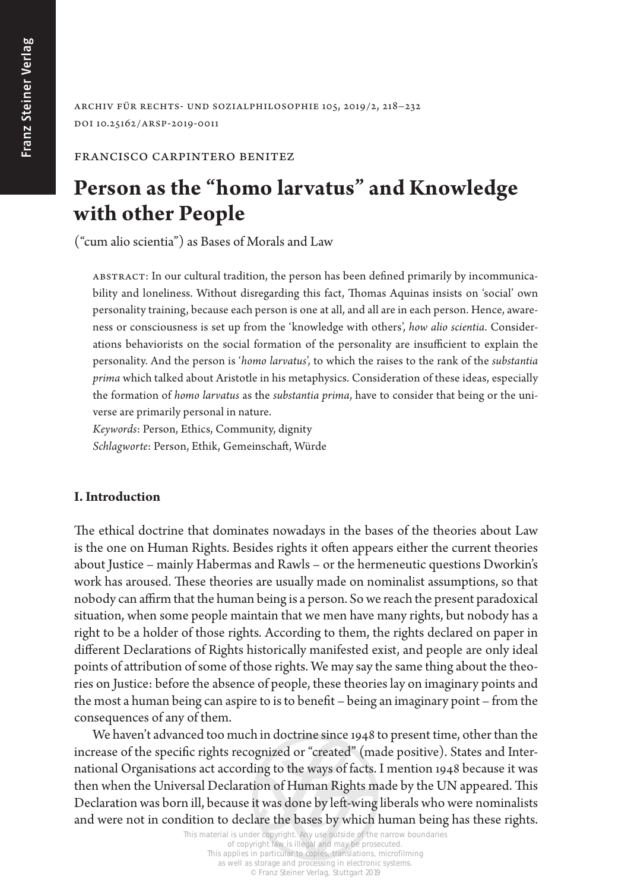Francisco Carpintero Benitez

# Person as the "homo larvatus" and Knowledge with other People

("cum alio scientia") as Bases of Morals and Law

Abstract: In our cultural tradition, the person has been defined primarily by incommunicability and loneliness. Without disregarding this fact, Thomas Aquinas insists on 'social' own personality training, because each person is one at all, and all are in each person. Hence, awareness or consciousness is set up from the 'knowledge with others', *how alio scientia*. Considerations behaviorists on the social formation of the personality are insufficient to explain the personality. And the person is '*homo larvatus*', to which the raises to the rank of the *substantia prima* which talked about Aristotle in his metaphysics. Consideration of these ideas, especially the formation of *homo larvatus* as the *substantia prima*, have to consider that being or the universe are primarily personal in nature.

*Keywords*: Person, Ethics, Community, dignity

*Schlagworte*: Person, Ethik, Gemeinschaft, Würde

## I. Introduction

The ethical doctrine that dominates nowadays in the bases of the theories about Law is the one on Human Rights. Besides rights it often appears either the current theories about Justice – mainly Habermas and Rawls – or the hermeneutic questions Dworkin's work has aroused. These theories are usually made on nominalist assumptions, so that nobody can affirm that the human being is a person. So we reach the present paradoxical situation, when some people maintain that we men have many rights, but nobody has a right to be a holder of those rights. According to them, the rights declared on paper in different Declarations of Rights historically manifested exist, and people are only ideal points of attribution of some of those rights. We may say the same thing about the theories on Justice: before the absence of people, these theories lay on imaginary points and the most a human being can aspire to is to benefit – being an imaginary point – from the consequences of any of them.

We haven't advanced too much in doctrine since 1948 to present time, other than the increase of the specific rights recognized or "created" (made positive). States and International Organisations act according to the ways of facts. I mention 1948 because it was then when the Universal Declaration of Human Rights made by the UN appeared. This Declaration was born ill, because it was done by left-wing liberals who were nominalists and were not in condition to declare the bases by which human being has these rights.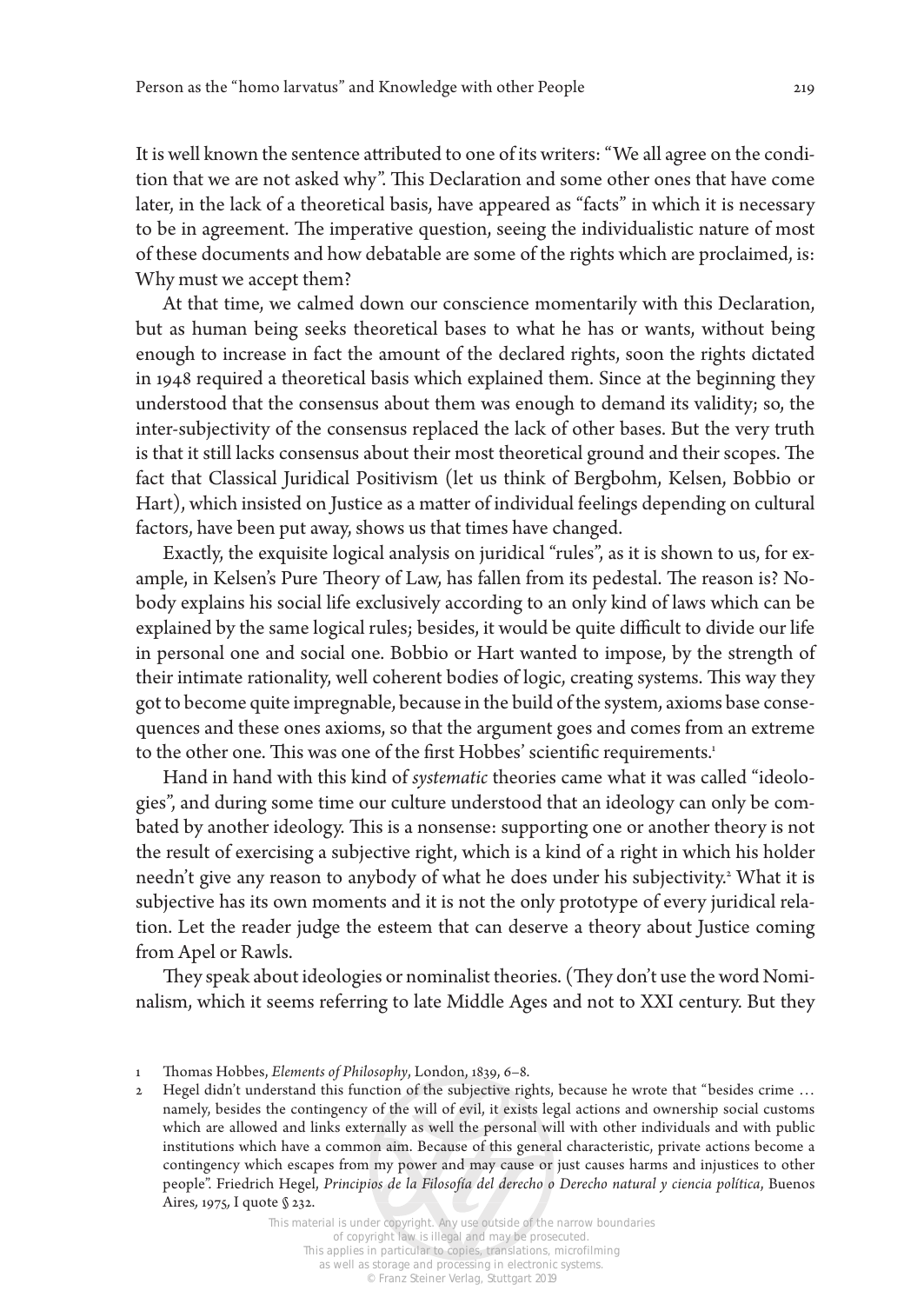It is well known the sentence attributed to one of its writers: "We all agree on the condition that we are not asked why". This Declaration and some other ones that have come later, in the lack of a theoretical basis, have appeared as "facts" in which it is necessary to be in agreement. The imperative question, seeing the individualistic nature of most of these documents and how debatable are some of the rights which are proclaimed, is: Why must we accept them?

At that time, we calmed down our conscience momentarily with this Declaration, but as human being seeks theoretical bases to what he has or wants, without being enough to increase in fact the amount of the declared rights, soon the rights dictated in 1948 required a theoretical basis which explained them. Since at the beginning they understood that the consensus about them was enough to demand its validity; so, the inter-subjectivity of the consensus replaced the lack of other bases. But the very truth is that it still lacks consensus about their most theoretical ground and their scopes. The fact that Classical Juridical Positivism (let us think of Bergbohm, Kelsen, Bobbio or Hart), which insisted on Justice as a matter of individual feelings depending on cultural factors, have been put away, shows us that times have changed.

Exactly, the exquisite logical analysis on juridical "rules", as it is shown to us, for example, in Kelsen's Pure Theory of Law, has fallen from its pedestal. The reason is? Nobody explains his social life exclusively according to an only kind of laws which can be explained by the same logical rules; besides, it would be quite difficult to divide our life in personal one and social one. Bobbio or Hart wanted to impose, by the strength of their intimate rationality, well coherent bodies of logic, creating systems. This way they got to become quite impregnable, because in the build of the system, axioms base consequences and these ones axioms, so that the argument goes and comes from an extreme to the other one. This was one of the first Hobbes' scientific requirements.[1]

Hand in hand with this kind of *systematic* theories came what it was called "ideologies", and during some time our culture understood that an ideology can only be combated by another ideology. This is a nonsense: supporting one or another theory is not the result of exercising a subjective right, which is a kind of a right in which his holder needn't give any reason to anybody of what he does under his subjectivity.[2] What it is subjective has its own moments and it is not the only prototype of every juridical relation. Let the reader judge the esteem that can deserve a theory about Justice coming from Apel or Rawls.

They speak about ideologies or nominalist theories. (They don't use the word Nominalism, which it seems referring to late Middle Ages and not to XXI century. But they

1 Thomas Hobbes, *Elements of Philosophy*, London, 1839, 6–8.

2 Hegel didn't understand this function of the subjective rights, because he wrote that "besides crime … namely, besides the contingency of the will of evil, it exists legal actions and ownership social customs which are allowed and links externally as well the personal will with other individuals and with public institutions which have a common aim. Because of this general characteristic, private actions become a contingency which escapes from my power and may cause or just causes harms and injustices to other people". Friedrich Hegel, *Principios de la Filosofía del derecho o Derecho natural y ciencia política*, Buenos Aires, 1975, I quote § 232.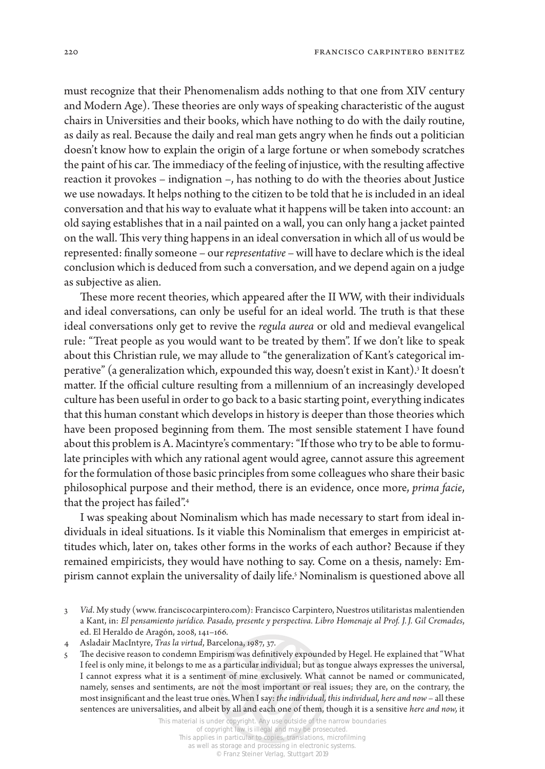must recognize that their Phenomenalism adds nothing to that one from XIV century and Modern Age). These theories are only ways of speaking characteristic of the august chairs in Universities and their books, which have nothing to do with the daily routine, as daily as real. Because the daily and real man gets angry when he finds out a politician doesn't know how to explain the origin of a large fortune or when somebody scratches the paint of his car. The immediacy of the feeling of injustice, with the resulting affective reaction it provokes – indignation –, has nothing to do with the theories about Justice we use nowadays. It helps nothing to the citizen to be told that he is included in an ideal conversation and that his way to evaluate what it happens will be taken into account: an old saying establishes that in a nail painted on a wall, you can only hang a jacket painted on the wall. This very thing happens in an ideal conversation in which all of us would be represented: finally someone – our *representative* – will have to declare which is the ideal conclusion which is deduced from such a conversation, and we depend again on a judge as subjective as alien.

These more recent theories, which appeared after the II WW, with their individuals and ideal conversations, can only be useful for an ideal world. The truth is that these ideal conversations only get to revive the *regula aurea* or old and medieval evangelical rule: "Treat people as you would want to be treated by them". If we don't like to speak about this Christian rule, we may allude to "the generalization of Kant's categorical imperative" (a generalization which, expounded this way, doesn't exist in Kant).[3] It doesn't matter. If the official culture resulting from a millennium of an increasingly developed culture has been useful in order to go back to a basic starting point, everything indicates that this human constant which develops in history is deeper than those theories which have been proposed beginning from them. The most sensible statement I have found about this problem is A. Macintyre's commentary: "If those who try to be able to formulate principles with which any rational agent would agree, cannot assure this agreement for the formulation of those basic principles from some colleagues who share their basic philosophical purpose and their method, there is an evidence, once more, *prima facie*, that the project has failed".[4]

I was speaking about Nominalism which has made necessary to start from ideal individuals in ideal situations. Is it viable this Nominalism that emerges in empiricist attitudes which, later on, takes other forms in the works of each author? Because if they remained empiricists, they would have nothing to say. Come on a thesis, namely: Empirism cannot explain the universality of daily life.[5] Nominalism is questioned above all

---

3 *Vid*. My study (www. franciscocarpintero.com): Francisco Carpintero, Nuestros utilitaristas malentienden a Kant, in: *El pensamiento jurídico. Pasado, presente y perspectiva. Libro Homenaje al Prof. J. J. Gil Cremades*, ed. El Heraldo de Aragón, 2008, 141–166.

4 Asladair MacIntyre, *Tras la virtud*, Barcelona, 1987, 37.

5 The decisive reason to condemn Empirism was definitively expounded by Hegel. He explained that "What I feel is only mine, it belongs to me as a particular individual; but as tongue always expresses the universal, I cannot express what it is a sentiment of mine exclusively. What cannot be named or communicated, namely, senses and sentiments, are not the most important or real issues; they are, on the contrary, the most insignificant and the least true ones. When I say: *the individual, this individual, here and now* – all these sentences are universalities, and albeit by all and each one of them, though it is a sensitive *here and now,* it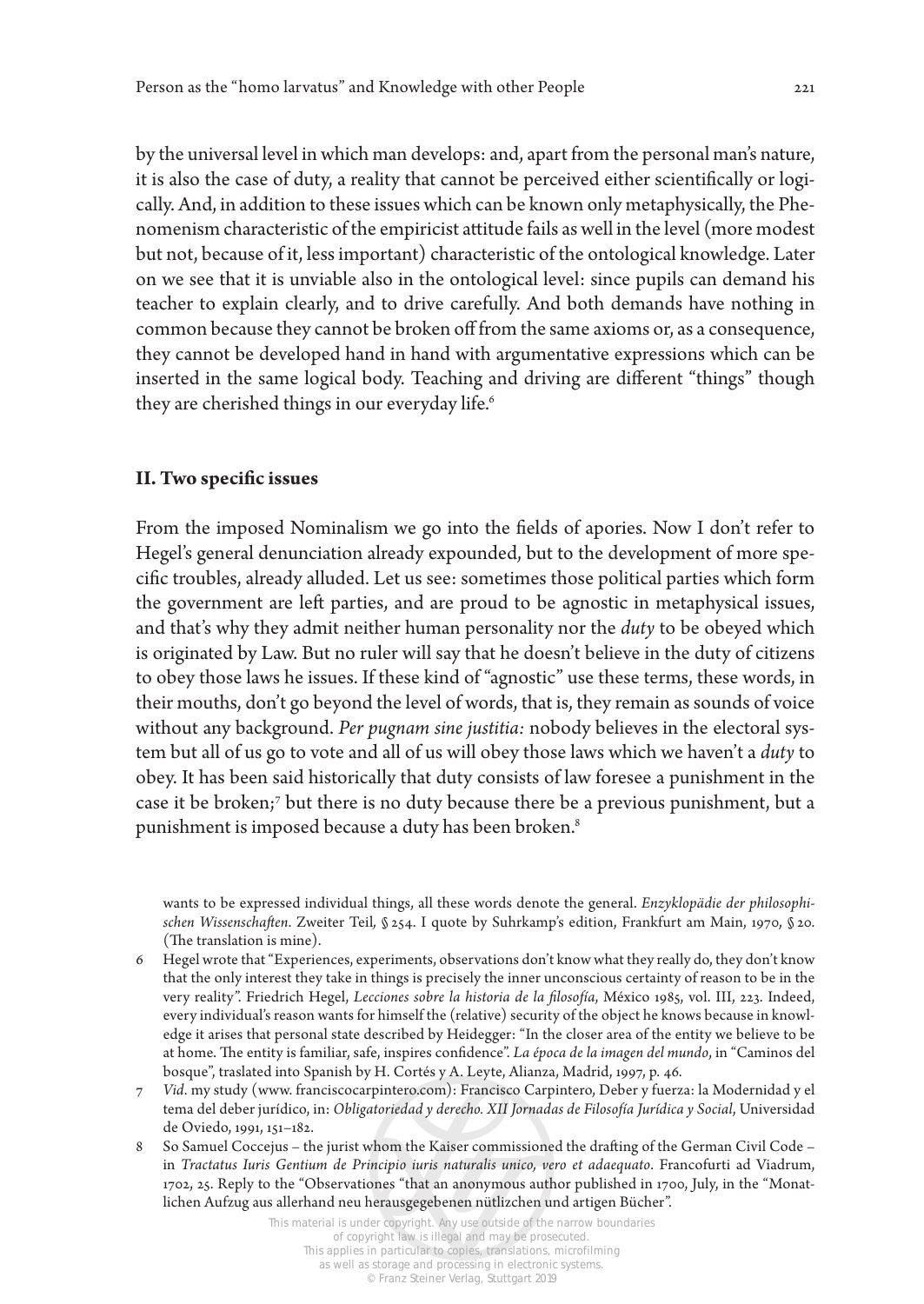by the universal level in which man develops: and, apart from the personal man's nature, it is also the case of duty, a reality that cannot be perceived either scientifically or logically. And, in addition to these issues which can be known only metaphysically, the Phenomenism characteristic of the empiricist attitude fails as well in the level (more modest but not, because of it, less important) characteristic of the ontological knowledge. Later on we see that it is unviable also in the ontological level: since pupils can demand his teacher to explain clearly, and to drive carefully. And both demands have nothing in common because they cannot be broken off from the same axioms or, as a consequence, they cannot be developed hand in hand with argumentative expressions which can be inserted in the same logical body. Teaching and driving are different "things" though they are cherished things in our everyday life.[6]

## II. Two specific issues

From the imposed Nominalism we go into the fields of apories. Now I don't refer to Hegel's general denunciation already expounded, but to the development of more specific troubles, already alluded. Let us see: sometimes those political parties which form the government are left parties, and are proud to be agnostic in metaphysical issues, and that's why they admit neither human personality nor the *duty* to be obeyed which is originated by Law. But no ruler will say that he doesn't believe in the duty of citizens to obey those laws he issues. If these kind of "agnostic" use these terms, these words, in their mouths, don't go beyond the level of words, that is, they remain as sounds of voice without any background. *Per pugnam sine justitia:* nobody believes in the electoral system but all of us go to vote and all of us will obey those laws which we haven't a *duty* to obey. It has been said historically that duty consists of law foresee a punishment in the case it be broken;[7] but there is no duty because there be a previous punishment, but a punishment is imposed because a duty has been broken.[8]

wants to be expressed individual things, all these words denote the general. *Enzyklopädie der philosophischen Wissenschaften*. Zweiter Teil, § 254. I quote by Suhrkamp's edition, Frankfurt am Main, 1970, § 20. (The translation is mine).

6 Hegel wrote that "Experiences, experiments, observations don't know what they really do, they don't know that the only interest they take in things is precisely the inner unconscious certainty of reason to be in the very reality". Friedrich Hegel, *Lecciones sobre la historia de la filosofía*, México 1985, vol. III, 223. Indeed, every individual's reason wants for himself the (relative) security of the object he knows because in knowledge it arises that personal state described by Heidegger: "In the closer area of the entity we believe to be at home. The entity is familiar, safe, inspires confidence". *La época de la imagen del mundo*, in "Caminos del bosque", translated into Spanish by H. Cortés y A. Leyte, Alianza, Madrid, 1997, p. 46.

7 *Vid*. my study (www.franciscocarpintero.com): Francisco Carpintero, Deber y fuerza: la Modernidad y el tema del deber jurídico, in: *Obligatoriedad y derecho. XII Jornadas de Filosofía Jurídica y Social*, Universidad de Oviedo, 1991, 151–182.

8 So Samuel Coccejus – the jurist whom the Kaiser commissioned the drafting of the German Civil Code – in *Tractatus Iuris Gentium de Principio iuris naturalis unico, vero et adaequato*. Francofurti ad Viadrum, 1702, 25. Reply to the "Observationes "that an anonymous author published in 1700, July, in the "Monatlichen Aufzug aus allerhand neu herausgegebenen nützlichen und artigen Bücher".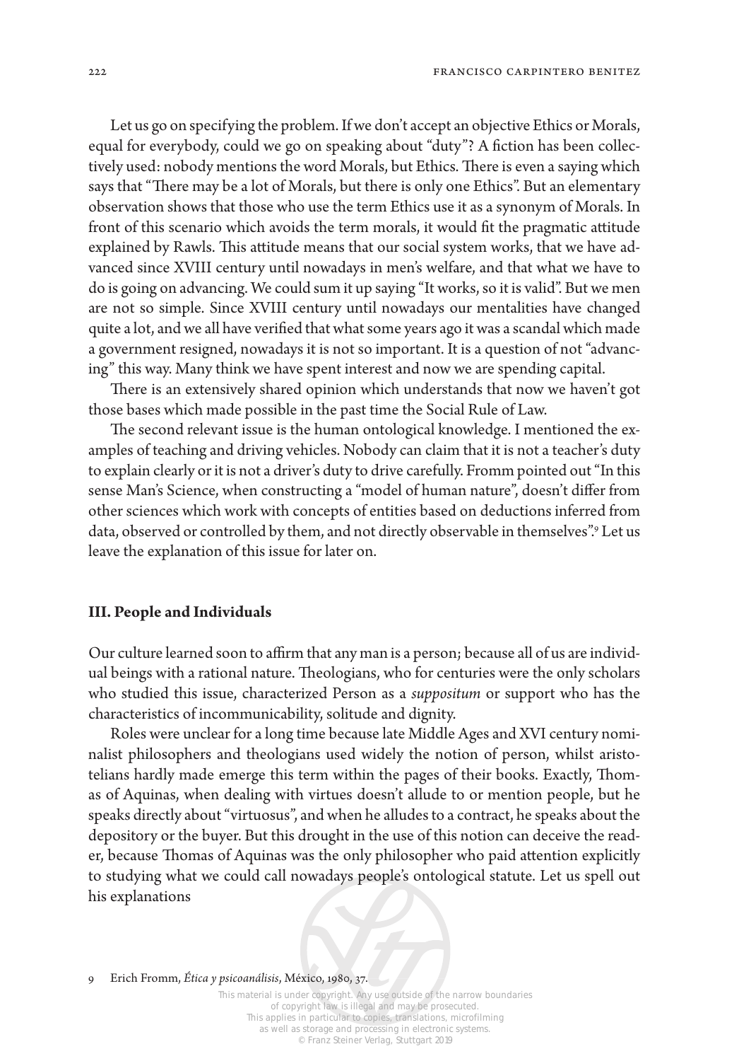Let us go on specifying the problem. If we don't accept an objective Ethics or Morals, equal for everybody, could we go on speaking about "duty"? A fiction has been collectively used: nobody mentions the word Morals, but Ethics. There is even a saying which says that "There may be a lot of Morals, but there is only one Ethics". But an elementary observation shows that those who use the term Ethics use it as a synonym of Morals. In front of this scenario which avoids the term morals, it would fit the pragmatic attitude explained by Rawls. This attitude means that our social system works, that we have advanced since XVIII century until nowadays in men's welfare, and that what we have to do is going on advancing. We could sum it up saying "It works, so it is valid". But we men are not so simple. Since XVIII century until nowadays our mentalities have changed quite a lot, and we all have verified that what some years ago it was a scandal which made a government resigned, nowadays it is not so important. It is a question of not "advancing" this way. Many think we have spent interest and now we are spending capital.

There is an extensively shared opinion which understands that now we haven't got those bases which made possible in the past time the Social Rule of Law.

The second relevant issue is the human ontological knowledge. I mentioned the examples of teaching and driving vehicles. Nobody can claim that it is not a teacher's duty to explain clearly or it is not a driver's duty to drive carefully. Fromm pointed out "In this sense Man's Science, when constructing a "model of human nature", doesn't differ from other sciences which work with concepts of entities based on deductions inferred from data, observed or controlled by them, and not directly observable in themselves".[9] Let us leave the explanation of this issue for later on.

## III. People and Individuals

Our culture learned soon to affirm that any man is a person; because all of us are individual beings with a rational nature. Theologians, who for centuries were the only scholars who studied this issue, characterized Person as a *suppositum* or support who has the characteristics of incommunicability, solitude and dignity.

Roles were unclear for a long time because late Middle Ages and XVI century nominalist philosophers and theologians used widely the notion of person, whilst aristotelians hardly made emerge this term within the pages of their books. Exactly, Thomas of Aquinas, when dealing with virtues doesn't allude to or mention people, but he speaks directly about "virtuosus", and when he alludes to a contract, he speaks about the depository or the buyer. But this drought in the use of this notion can deceive the reader, because Thomas of Aquinas was the only philosopher who paid attention explicitly to studying what we could call nowadays people's ontological statute. Let us spell out his explanations

9 Erich Fromm, *Ética y psicoanálisis*, México, 1980, 37.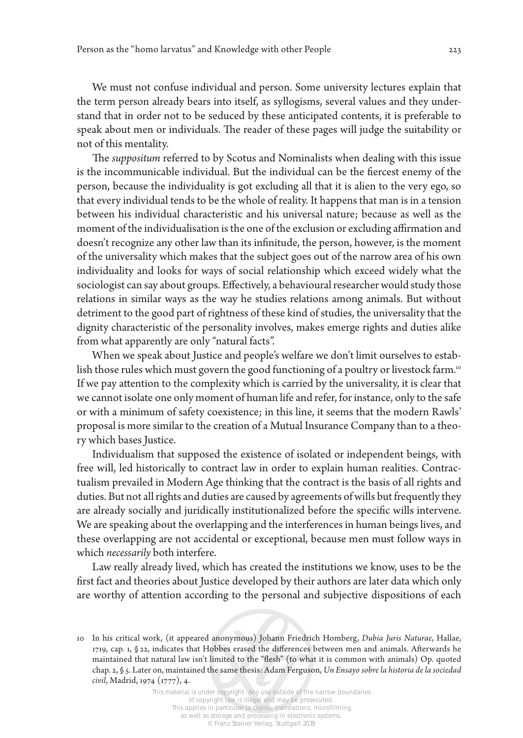We must not confuse individual and person. Some university lectures explain that the term person already bears into itself, as syllogisms, several values and they understand that in order not to be seduced by these anticipated contents, it is preferable to speak about men or individuals. The reader of these pages will judge the suitability or not of this mentality.

The *suppositum* referred to by Scotus and Nominalists when dealing with this issue is the incommunicable individual. But the individual can be the fiercest enemy of the person, because the individuality is got excluding all that it is alien to the very ego, so that every individual tends to be the whole of reality. It happens that man is in a tension between his individual characteristic and his universal nature; because as well as the moment of the individualisation is the one of the exclusion or excluding affirmation and doesn't recognize any other law than its infinitude, the person, however, is the moment of the universality which makes that the subject goes out of the narrow area of his own individuality and looks for ways of social relationship which exceed widely what the sociologist can say about groups. Effectively, a behavioural researcher would study those relations in similar ways as the way he studies relations among animals. But without detriment to the good part of rightness of these kind of studies, the universality that the dignity characteristic of the personality involves, makes emerge rights and duties alike from what apparently are only "natural facts".

When we speak about Justice and people's welfare we don't limit ourselves to establish those rules which must govern the good functioning of a poultry or livestock farm.[10] If we pay attention to the complexity which is carried by the universality, it is clear that we cannot isolate one only moment of human life and refer, for instance, only to the safe or with a minimum of safety coexistence; in this line, it seems that the modern Rawls' proposal is more similar to the creation of a Mutual Insurance Company than to a theory which bases Justice.

Individualism that supposed the existence of isolated or independent beings, with free will, led historically to contract law in order to explain human realities. Contractualism prevailed in Modern Age thinking that the contract is the basis of all rights and duties. But not all rights and duties are caused by agreements of wills but frequently they are already socially and juridically institutionalized before the specific wills intervene. We are speaking about the overlapping and the interferences in human beings lives, and these overlapping are not accidental or exceptional, because men must follow ways in which *necessarily* both interfere.

Law really already lived, which has created the institutions we know, uses to be the first fact and theories about Justice developed by their authors are later data which only are worthy of attention according to the personal and subjective dispositions of each

10 In his critical work, (it appeared anonymous) Johann Friedrich Homberg, *Dubia Juris Naturae*, Hallae, 1719, cap. 1, § 22, indicates that Hobbes erased the differences between men and animals. Afterwards he maintained that natural law isn't limited to the "flesh" (to what it is common with animals) Op. quoted chap. 2, § 5. Later on, maintained the same thesis: Adam Ferguson, *Un Ensayo sobre la historia de la sociedad civil*, Madrid, 1974 (1777), 4.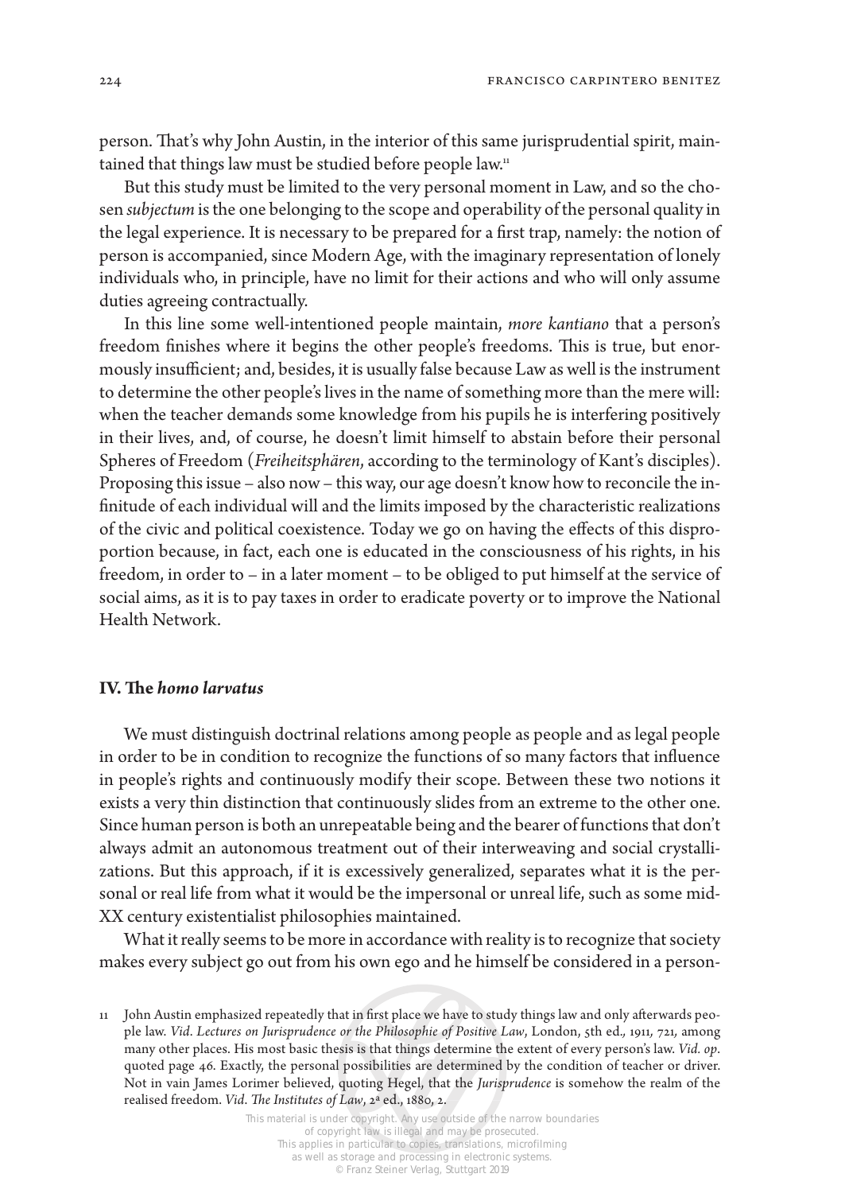person. That's why John Austin, in the interior of this same jurisprudential spirit, maintained that things law must be studied before people law.[11]

But this study must be limited to the very personal moment in Law, and so the chosen *subjectum* is the one belonging to the scope and operability of the personal quality in the legal experience. It is necessary to be prepared for a first trap, namely: the notion of person is accompanied, since Modern Age, with the imaginary representation of lonely individuals who, in principle, have no limit for their actions and who will only assume duties agreeing contractually.

In this line some well-intentioned people maintain, *more kantiano* that a person's freedom finishes where it begins the other people's freedoms. This is true, but enormously insufficient; and, besides, it is usually false because Law as well is the instrument to determine the other people's lives in the name of something more than the mere will: when the teacher demands some knowledge from his pupils he is interfering positively in their lives, and, of course, he doesn't limit himself to abstain before their personal Spheres of Freedom (*Freiheitsphären*, according to the terminology of Kant's disciples). Proposing this issue – also now – this way, our age doesn't know how to reconcile the infinitude of each individual will and the limits imposed by the characteristic realizations of the civic and political coexistence. Today we go on having the effects of this disproportion because, in fact, each one is educated in the consciousness of his rights, in his freedom, in order to – in a later moment – to be obliged to put himself at the service of social aims, as it is to pay taxes in order to eradicate poverty or to improve the National Health Network.

## IV. The *homo larvatus*

We must distinguish doctrinal relations among people as people and as legal people in order to be in condition to recognize the functions of so many factors that influence in people's rights and continuously modify their scope. Between these two notions it exists a very thin distinction that continuously slides from an extreme to the other one. Since human person is both an unrepeatable being and the bearer of functions that don't always admit an autonomous treatment out of their interweaving and social crystallizations. But this approach, if it is excessively generalized, separates what it is the personal or real life from what it would be the impersonal or unreal life, such as some mid-XX century existentialist philosophies maintained.

What it really seems to be more in accordance with reality is to recognize that society makes every subject go out from his own ego and he himself be considered in a person-

---

11 John Austin emphasized repeatedly that in first place we have to study things law and only afterwards people law. *Vid*. *Lectures on Jurisprudence or the Philosophie of Positive Law*, London, 5th ed., 1911, 721, among many other places. His most basic thesis is that things determine the extent of every person's law. *Vid. op.* quoted page 46. Exactly, the personal possibilities are determined by the condition of teacher or driver. Not in vain James Lorimer believed, quoting Hegel, that the *Jurisprudence* is somehow the realm of the realised freedom. *Vid*. *The Institutes of Law*, 2ª ed., 1880, 2.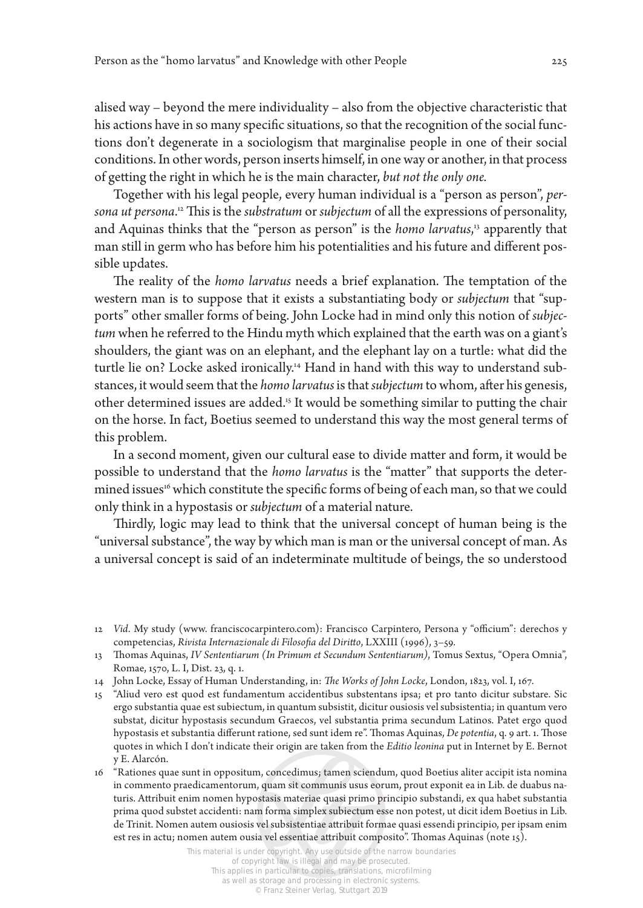alised way – beyond the mere individuality – also from the objective characteristic that his actions have in so many specific situations, so that the recognition of the social functions don't degenerate in a sociologism that marginalise people in one of their social conditions. In other words, person inserts himself, in one way or another, in that process of getting the right in which he is the main character, *but not the only one.*

Together with his legal people, every human individual is a "person as person", *persona ut persona*.[12] This is the *substratum* or *subjectum* of all the expressions of personality, and Aquinas thinks that the "person as person" is the *homo larvatus*,[13] apparently that man still in germ who has before him his potentialities and his future and different possible updates.

The reality of the *homo larvatus* needs a brief explanation. The temptation of the western man is to suppose that it exists a substantiating body or *subjectum* that "supports" other smaller forms of being. John Locke had in mind only this notion of *subjectum* when he referred to the Hindu myth which explained that the earth was on a giant's shoulders, the giant was on an elephant, and the elephant lay on a turtle: what did the turtle lie on? Locke asked ironically.[14] Hand in hand with this way to understand substances, it would seem that the *homo larvatus* is that *subjectum* to whom, after his genesis, other determined issues are added.[15] It would be something similar to putting the chair on the horse. In fact, Boetius seemed to understand this way the most general terms of this problem.

In a second moment, given our cultural ease to divide matter and form, it would be possible to understand that the *homo larvatus* is the "matter" that supports the determined issues[16] which constitute the specific forms of being of each man, so that we could only think in a hypostasis or *subjectum* of a material nature.

Thirdly, logic may lead to think that the universal concept of human being is the "universal substance", the way by which man is man or the universal concept of man. As a universal concept is said of an indeterminate multitude of beings, the so understood

12 *Vid*. My study (www. franciscocarpintero.com): Francisco Carpintero, Persona y "officium": derechos y competencias, *Rivista Internazionale di Filosofia del Diritto*, LXXIII (1996), 3–59.

13 Thomas Aquinas, *IV Sententiarum (In Primum et Secundum Sententiarum)*, Tomus Sextus, "Opera Omnia", Romae, 1570, L. I, Dist. 23, q. 1.

14 John Locke, Essay of Human Understanding, in: *The Works of John Locke*, London, 1823, vol. I, 167.

15 "Aliud vero est quod est fundamentum accidentibus substentans ipsa; et pro tanto dicitur substare. Sic ergo substantia quae est subiectum, in quantum subsistit, dicitur ousiosis vel subsistentia; in quantum vero substat, dicitur hypostasis secundum Graecos, vel substantia prima secundum Latinos. Patet ergo quod hypostasis et substantia differunt ratione, sed sunt idem re". Thomas Aquinas, *De potentia*, q. 9 art. 1. Those quotes in which I don't indicate their origin are taken from the *Editio leonina* put in Internet by E. Bernot y E. Alarcón.

16 "Rationes quae sunt in oppositum, concedimus; tamen sciendum, quod Boetius aliter accipit ista nomina in commento praedicamentorum, quam sit communis usus eorum, prout exponit ea in Lib. de duabus naturis. Attribuit enim nomen hypostasis materiae quasi primo principio substandi, ex qua habet substantia prima quod substet accidenti: nam forma simplex subiectum esse non potest, ut dicit idem Boetius in Lib. de Trinit. Nomen autem ousiosis vel subsistentiae attribuit formae quasi essendi principio, per ipsam enim est res in actu; nomen autem ousia vel essentiae attribuit composito". Thomas Aquinas (note 15).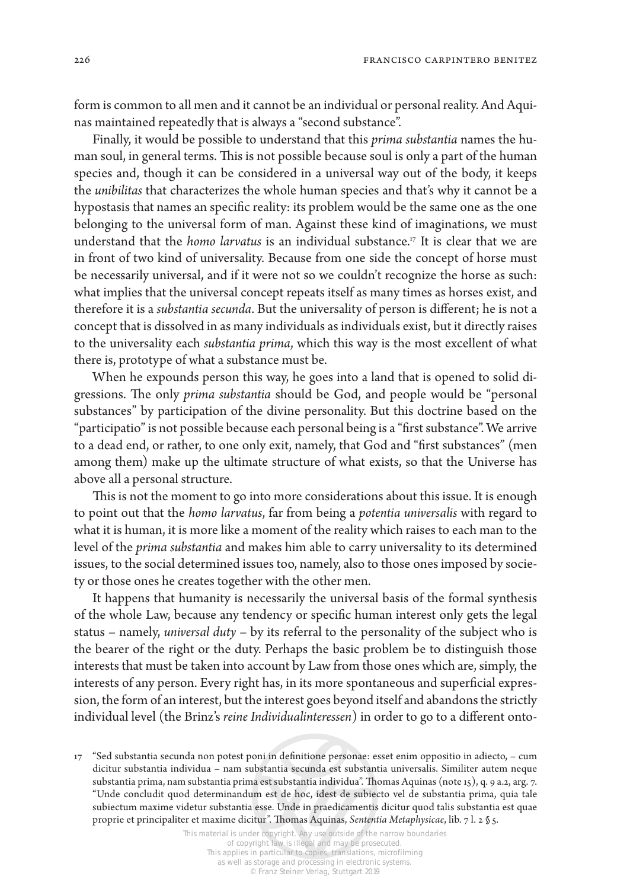form is common to all men and it cannot be an individual or personal reality. And Aquinas maintained repeatedly that is always a "second substance".

Finally, it would be possible to understand that this *prima substantia* names the human soul, in general terms. This is not possible because soul is only a part of the human species and, though it can be considered in a universal way out of the body, it keeps the *unibilitas* that characterizes the whole human species and that's why it cannot be a hypostasis that names an specific reality: its problem would be the same one as the one belonging to the universal form of man. Against these kind of imaginations, we must understand that the *homo larvatus* is an individual substance.[17] It is clear that we are in front of two kind of universality. Because from one side the concept of horse must be necessarily universal, and if it were not so we couldn't recognize the horse as such: what implies that the universal concept repeats itself as many times as horses exist, and therefore it is a *substantia secunda*. But the universality of person is different; he is not a concept that is dissolved in as many individuals as individuals exist, but it directly raises to the universality each *substantia prima*, which this way is the most excellent of what there is, prototype of what a substance must be.

When he expounds person this way, he goes into a land that is opened to solid digressions. The only *prima substantia* should be God, and people would be "personal substances" by participation of the divine personality. But this doctrine based on the "participatio" is not possible because each personal being is a "first substance". We arrive to a dead end, or rather, to one only exit, namely, that God and "first substances" (men among them) make up the ultimate structure of what exists, so that the Universe has above all a personal structure.

This is not the moment to go into more considerations about this issue. It is enough to point out that the *homo larvatus*, far from being a *potentia universalis* with regard to what it is human, it is more like a moment of the reality which raises to each man to the level of the *prima substantia* and makes him able to carry universality to its determined issues, to the social determined issues too, namely, also to those ones imposed by society or those ones he creates together with the other men.

It happens that humanity is necessarily the universal basis of the formal synthesis of the whole Law, because any tendency or specific human interest only gets the legal status – namely, *universal duty* – by its referral to the personality of the subject who is the bearer of the right or the duty. Perhaps the basic problem be to distinguish those interests that must be taken into account by Law from those ones which are, simply, the interests of any person. Every right has, in its more spontaneous and superficial expression, the form of an interest, but the interest goes beyond itself and abandons the strictly individual level (the Brinz's *reine Individualinteressen*) in order to go to a different onto-

17 "Sed substantia secunda non potest poni in definitione personae: esset enim oppositio in adiecto, – cum dicitur substantia individua – nam substantia secunda est substantia universalis. Similiter autem neque substantia prima, nam substantia prima est substantia individua". Thomas Aquinas (note 15), q. 9 a.2, arg. 7. "Unde concludit quod determinandum est de hoc, idest de subiecto vel de substantia prima, quia tale subiectum maxime videtur substantia esse. Unde in praedicamentis dicitur quod talis substantia est quae proprie et principaliter et maxime dicitur". Thomas Aquinas, *Sententia Metaphysicae*, lib. 7 l. 2 § 5.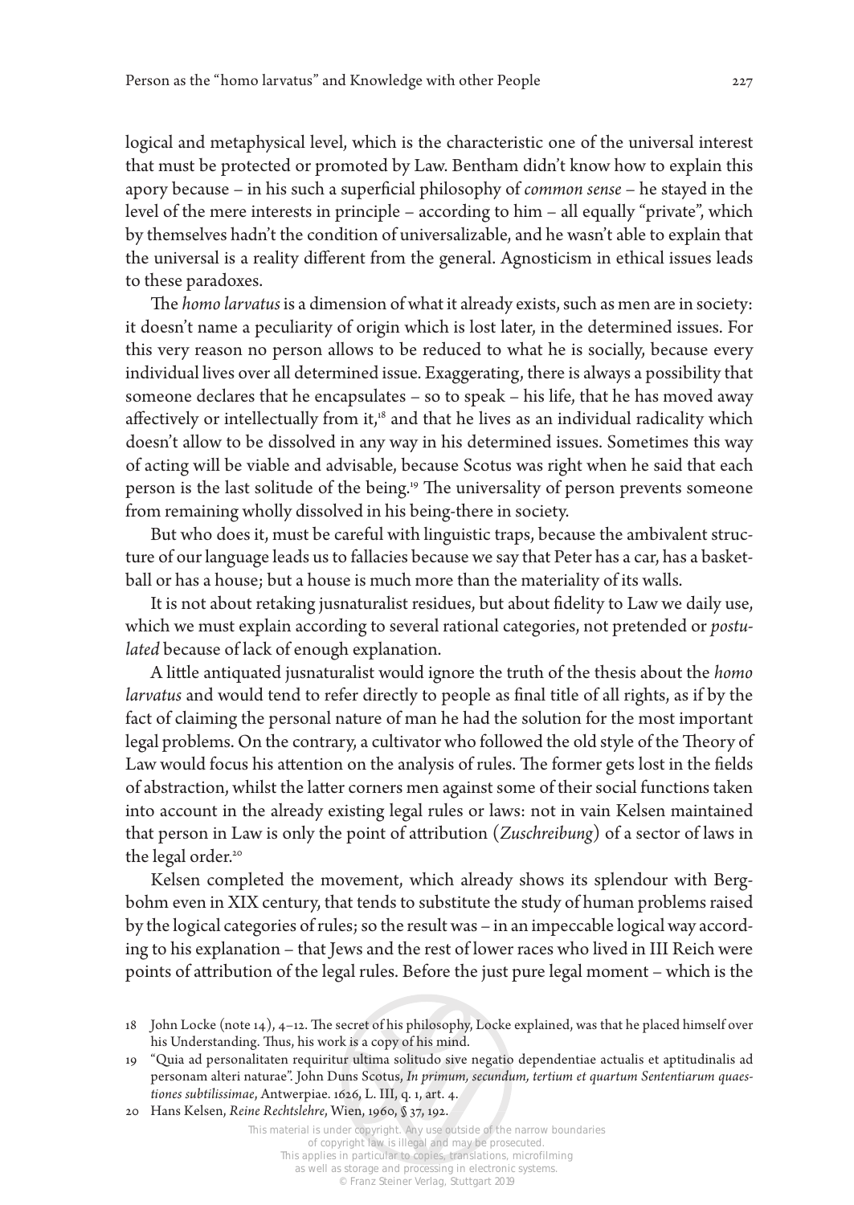logical and metaphysical level, which is the characteristic one of the universal interest that must be protected or promoted by Law. Bentham didn't know how to explain this apory because – in his such a superficial philosophy of *common sense* – he stayed in the level of the mere interests in principle – according to him – all equally "private", which by themselves hadn't the condition of universalizable, and he wasn't able to explain that the universal is a reality different from the general. Agnosticism in ethical issues leads to these paradoxes.

The *homo larvatus* is a dimension of what it already exists, such as men are in society: it doesn't name a peculiarity of origin which is lost later, in the determined issues. For this very reason no person allows to be reduced to what he is socially, because every individual lives over all determined issue. Exaggerating, there is always a possibility that someone declares that he encapsulates – so to speak – his life, that he has moved away affectively or intellectually from it,[18] and that he lives as an individual radicality which doesn't allow to be dissolved in any way in his determined issues. Sometimes this way of acting will be viable and advisable, because Scotus was right when he said that each person is the last solitude of the being.[19] The universality of person prevents someone from remaining wholly dissolved in his being-there in society.

But who does it, must be careful with linguistic traps, because the ambivalent structure of our language leads us to fallacies because we say that Peter has a car, has a basketball or has a house; but a house is much more than the materiality of its walls.

It is not about retaking jusnaturalist residues, but about fidelity to Law we daily use, which we must explain according to several rational categories, not pretended or *postulated* because of lack of enough explanation.

A little antiquated jusnaturalist would ignore the truth of the thesis about the *homo larvatus* and would tend to refer directly to people as final title of all rights, as if by the fact of claiming the personal nature of man he had the solution for the most important legal problems. On the contrary, a cultivator who followed the old style of the Theory of Law would focus his attention on the analysis of rules. The former gets lost in the fields of abstraction, whilst the latter corners men against some of their social functions taken into account in the already existing legal rules or laws: not in vain Kelsen maintained that person in Law is only the point of attribution (*Zuschreibung*) of a sector of laws in the legal order.[20]

Kelsen completed the movement, which already shows its splendour with Bergbohm even in XIX century, that tends to substitute the study of human problems raised by the logical categories of rules; so the result was – in an impeccable logical way according to his explanation – that Jews and the rest of lower races who lived in III Reich were points of attribution of the legal rules. Before the just pure legal moment – which is the

18 John Locke (note 14), 4–12. The secret of his philosophy, Locke explained, was that he placed himself over his Understanding. Thus, his work is a copy of his mind.

19 "Quia ad personalitaten requiritur ultima solitudo sive negatio dependentiae actualis et aptitudinalis ad personam alteri naturae". John Duns Scotus, *In primum, secundum, tertium et quartum Sententiarum quaestiones subtilissimae*, Antwerpiae. 1626, L. III, q. 1, art. 4.

20 Hans Kelsen, *Reine Rechtslehre*, Wien, 1960, § 37, 192.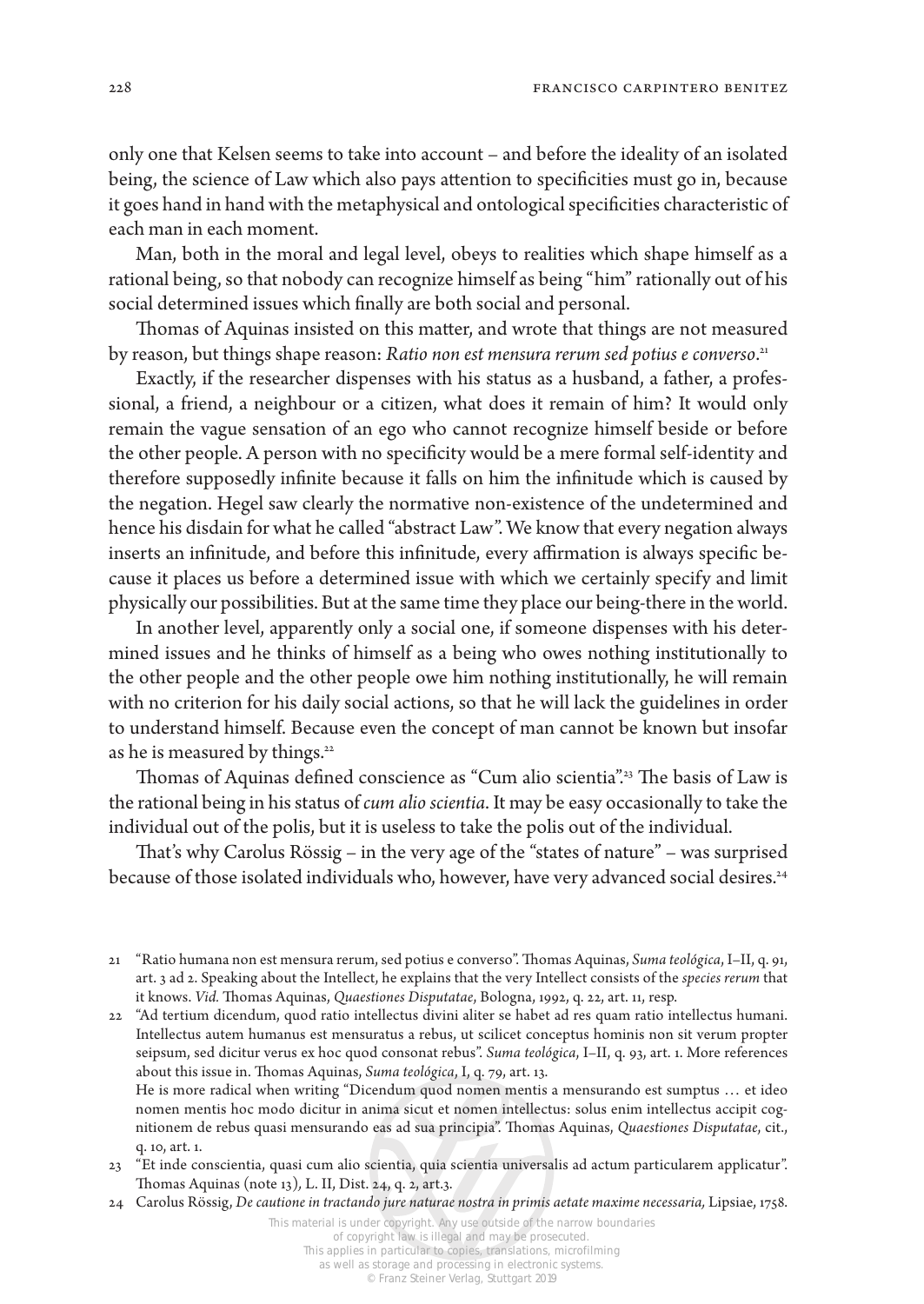only one that Kelsen seems to take into account – and before the ideality of an isolated being, the science of Law which also pays attention to specificities must go in, because it goes hand in hand with the metaphysical and ontological specificities characteristic of each man in each moment.

Man, both in the moral and legal level, obeys to realities which shape himself as a rational being, so that nobody can recognize himself as being "him" rationally out of his social determined issues which finally are both social and personal.

Thomas of Aquinas insisted on this matter, and wrote that things are not measured by reason, but things shape reason: *Ratio non est mensura rerum sed potius e converso*.[21]

Exactly, if the researcher dispenses with his status as a husband, a father, a professional, a friend, a neighbour or a citizen, what does it remain of him? It would only remain the vague sensation of an ego who cannot recognize himself beside or before the other people. A person with no specificity would be a mere formal self-identity and therefore supposedly infinite because it falls on him the infinitude which is caused by the negation. Hegel saw clearly the normative non-existence of the undetermined and hence his disdain for what he called "abstract Law". We know that every negation always inserts an infinitude, and before this infinitude, every affirmation is always specific because it places us before a determined issue with which we certainly specify and limit physically our possibilities. But at the same time they place our being-there in the world.

In another level, apparently only a social one, if someone dispenses with his determined issues and he thinks of himself as a being who owes nothing institutionally to the other people and the other people owe him nothing institutionally, he will remain with no criterion for his daily social actions, so that he will lack the guidelines in order to understand himself. Because even the concept of man cannot be known but insofar as he is measured by things.[22]

Thomas of Aquinas defined conscience as "Cum alio scientia".[23] The basis of Law is the rational being in his status of *cum alio scientia*. It may be easy occasionally to take the individual out of the polis, but it is useless to take the polis out of the individual.

That's why Carolus Rössig – in the very age of the "states of nature" – was surprised because of those isolated individuals who, however, have very advanced social desires.[24]

---

21 "Ratio humana non est mensura rerum, sed potius e converso". Thomas Aquinas, *Suma teológica*, I–II, q. 91, art. 3 ad 2. Speaking about the Intellect, he explains that the very Intellect consists of the *species rerum* that it knows. *Vid.* Thomas Aquinas, *Quaestiones Disputatae*, Bologna, 1992, q. 22, art. 11, resp.

22 "Ad tertium dicendum, quod ratio intellectus divini aliter se habet ad res quam ratio intellectus humani. Intellectus autem humanus est mensuratus a rebus, ut scilicet conceptus hominis non sit verum propter seipsum, sed dicitur verus ex hoc quod consonat rebus". *Suma teológica*, I–II, q. 93, art. 1. More references about this issue in. Thomas Aquinas, *Suma teológica*, I, q. 79, art. 13.
He is more radical when writing "Dicendum quod nomen mentis a mensurando est sumptus … et ideo nomen mentis hoc modo dicitur in anima sicut et nomen intellectus: solus enim intellectus accipit cognitionem de rebus quasi mensurando eas ad sua principia". Thomas Aquinas, *Quaestiones Disputatae*, cit., q. 10, art. 1.

23 "Et inde conscientia, quasi cum alio scientia, quia scientia universalis ad actum particularem applicatur". Thomas Aquinas (note 13), L. II, Dist. 24, q. 2, art.3.

24 Carolus Rössig, *De cautione in tractando jure naturae nostra in primis aetate maxime necessaria*, Lipsiae, 1758.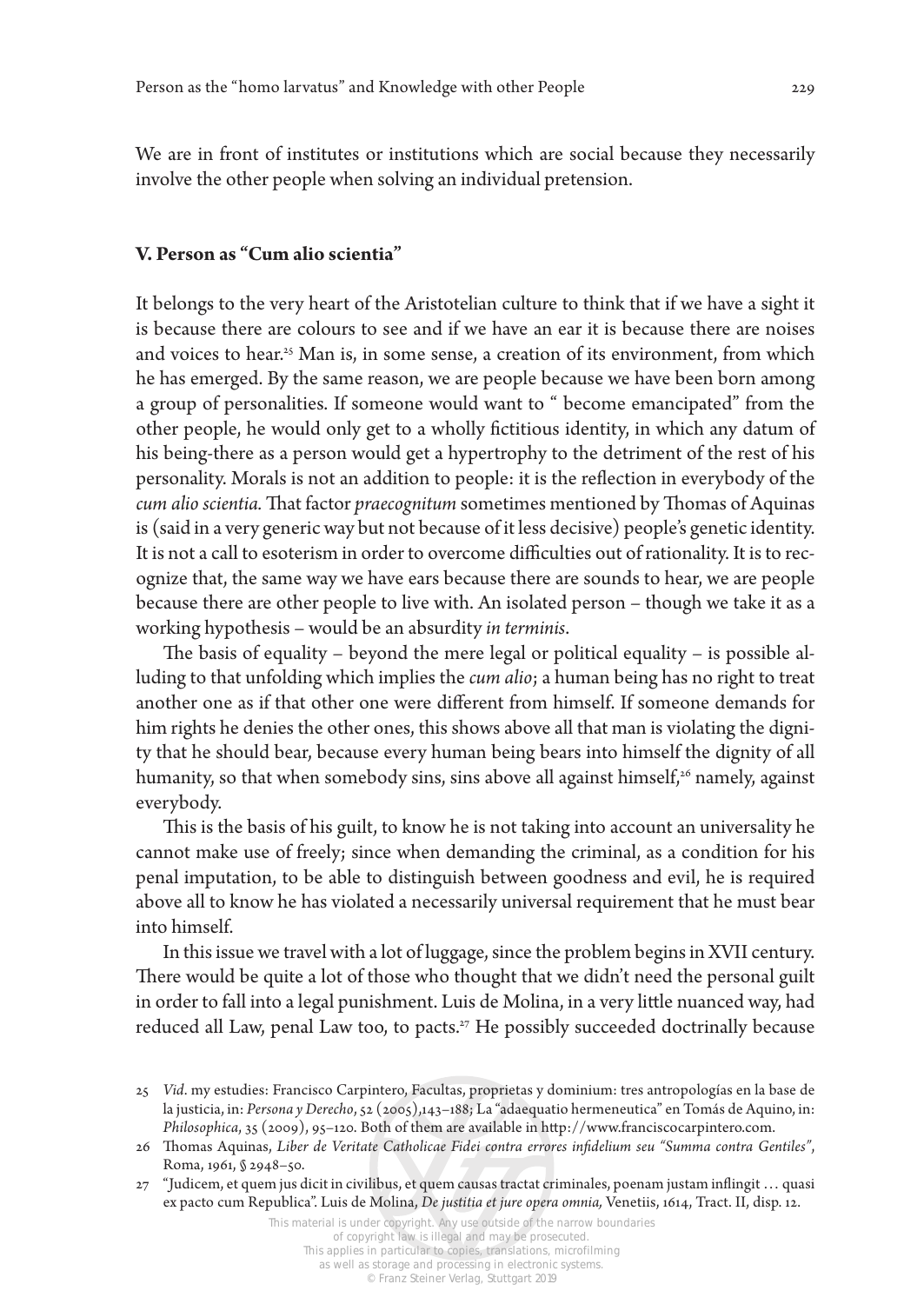We are in front of institutes or institutions which are social because they necessarily involve the other people when solving an individual pretension.

## V. Person as "Cum alio scientia"

It belongs to the very heart of the Aristotelian culture to think that if we have a sight it is because there are colours to see and if we have an ear it is because there are noises and voices to hear.[25] Man is, in some sense, a creation of its environment, from which he has emerged. By the same reason, we are people because we have been born among a group of personalities. If someone would want to " become emancipated" from the other people, he would only get to a wholly fictitious identity, in which any datum of his being-there as a person would get a hypertrophy to the detriment of the rest of his personality. Morals is not an addition to people: it is the reflection in everybody of the *cum alio scientia*. That factor *praecognitum* sometimes mentioned by Thomas of Aquinas is (said in a very generic way but not because of it less decisive) people's genetic identity. It is not a call to esoterism in order to overcome difficulties out of rationality. It is to recognize that, the same way we have ears because there are sounds to hear, we are people because there are other people to live with. An isolated person – though we take it as a working hypothesis – would be an absurdity *in terminis*.

The basis of equality – beyond the mere legal or political equality – is possible alluding to that unfolding which implies the *cum alio*; a human being has no right to treat another one as if that other one were different from himself. If someone demands for him rights he denies the other ones, this shows above all that man is violating the dignity that he should bear, because every human being bears into himself the dignity of all humanity, so that when somebody sins, sins above all against himself,[26] namely, against everybody.

This is the basis of his guilt, to know he is not taking into account an universality he cannot make use of freely; since when demanding the criminal, as a condition for his penal imputation, to be able to distinguish between goodness and evil, he is required above all to know he has violated a necessarily universal requirement that he must bear into himself.

In this issue we travel with a lot of luggage, since the problem begins in XVII century. There would be quite a lot of those who thought that we didn't need the personal guilt in order to fall into a legal punishment. Luis de Molina, in a very little nuanced way, had reduced all Law, penal Law too, to pacts.[27] He possibly succeeded doctrinally because

---

25 *Vid*. my estudies: Francisco Carpintero, Facultas, proprietas y dominium: tres antropologías en la base de la justicia, in: *Persona y Derecho*, 52 (2005),143–188; La "adaequatio hermeneutica" en Tomás de Aquino, in: *Philosophica*, 35 (2009), 95–120. Both of them are available in http://www.franciscocarpintero.com.

26 Thomas Aquinas, *Liber de Veritate Catholicae Fidei contra errores infidelium seu "Summa contra Gentiles"*, Roma, 1961, § 2948–50.

27 "Judicem, et quem jus dicit in civilibus, et quem causas tractat criminales, poenam justam inflingit … quasi ex pacto cum Republica". Luis de Molina, *De justitia et jure opera omnia,* Venetiis, 1614, Tract. II, disp. 12.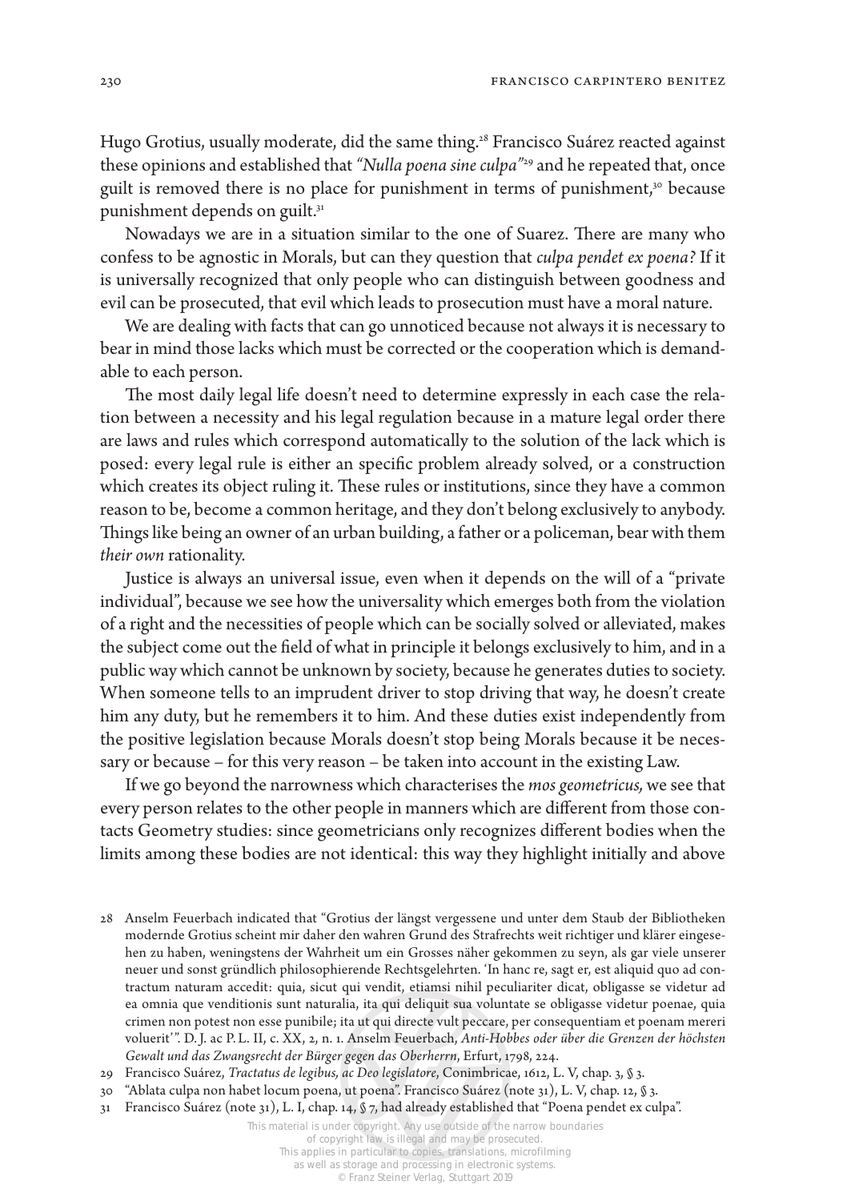Hugo Grotius, usually moderate, did the same thing.[28] Francisco Suárez reacted against these opinions and established that *"Nulla poena sine culpa"*[29] and he repeated that, once guilt is removed there is no place for punishment in terms of punishment,[30] because punishment depends on guilt.[31]

Nowadays we are in a situation similar to the one of Suarez. There are many who confess to be agnostic in Morals, but can they question that *culpa pendet ex poena*? If it is universally recognized that only people who can distinguish between goodness and evil can be prosecuted, that evil which leads to prosecution must have a moral nature.

We are dealing with facts that can go unnoticed because not always it is necessary to bear in mind those lacks which must be corrected or the cooperation which is demandable to each person.

The most daily legal life doesn't need to determine expressly in each case the relation between a necessity and his legal regulation because in a mature legal order there are laws and rules which correspond automatically to the solution of the lack which is posed: every legal rule is either an specific problem already solved, or a construction which creates its object ruling it. These rules or institutions, since they have a common reason to be, become a common heritage, and they don't belong exclusively to anybody. Things like being an owner of an urban building, a father or a policeman, bear with them *their own* rationality.

Justice is always an universal issue, even when it depends on the will of a "private individual", because we see how the universality which emerges both from the violation of a right and the necessities of people which can be socially solved or alleviated, makes the subject come out the field of what in principle it belongs exclusively to him, and in a public way which cannot be unknown by society, because he generates duties to society. When someone tells to an imprudent driver to stop driving that way, he doesn't create him any duty, but he remembers it to him. And these duties exist independently from the positive legislation because Morals doesn't stop being Morals because it be necessary or because – for this very reason – be taken into account in the existing Law.

If we go beyond the narrowness which characterises the *mos geometricus,* we see that every person relates to the other people in manners which are different from those contacts Geometry studies: since geometricians only recognizes different bodies when the limits among these bodies are not identical: this way they highlight initially and above

---

28 Anselm Feuerbach indicated that "Grotius der längst vergessene und unter dem Staub der Bibliotheken modernde Grotius scheint mir daher den wahren Grund des Strafrechts weit richtiger und klärer eingesehen zu haben, weningstens der Wahrheit um ein Grosses näher gekommen zu seyn, als gar viele unserer neuer und sonst gründlich philosophierende Rechtsgelehrten. 'In hanc re, sagt er, est aliquid quo ad contractum naturam accedit: quia, sicut qui vendit, etiamsi nihil peculiariter dicat, obligasse se videtur ad ea omnia que venditionis sunt naturalia, ita qui deliquit sua voluntate se obligasse videtur poenae, quia crimen non potest non esse punibile; ita ut qui directe vult peccare, per consequentiam et poenam mereri voluerit'". D. J. ac P. L. II, c. XX, 2, n. 1. Anselm Feuerbach, *Anti-Hobbes oder über die Grenzen der höchsten Gewalt und das Zwangsrecht der Bürger gegen das Oberherrn*, Erfurt, 1798, 224.

29 Francisco Suárez, *Tractatus de legibus, ac Deo legislatore*, Conimbricae, 1612, L. V, chap. 3, § 3.

30 "Ablata culpa non habet locum poena, ut poena". Francisco Suárez (note 31), L. V, chap. 12, § 3.

31 Francisco Suárez (note 31), L. I, chap. 14, § 7, had already established that "Poena pendet ex culpa".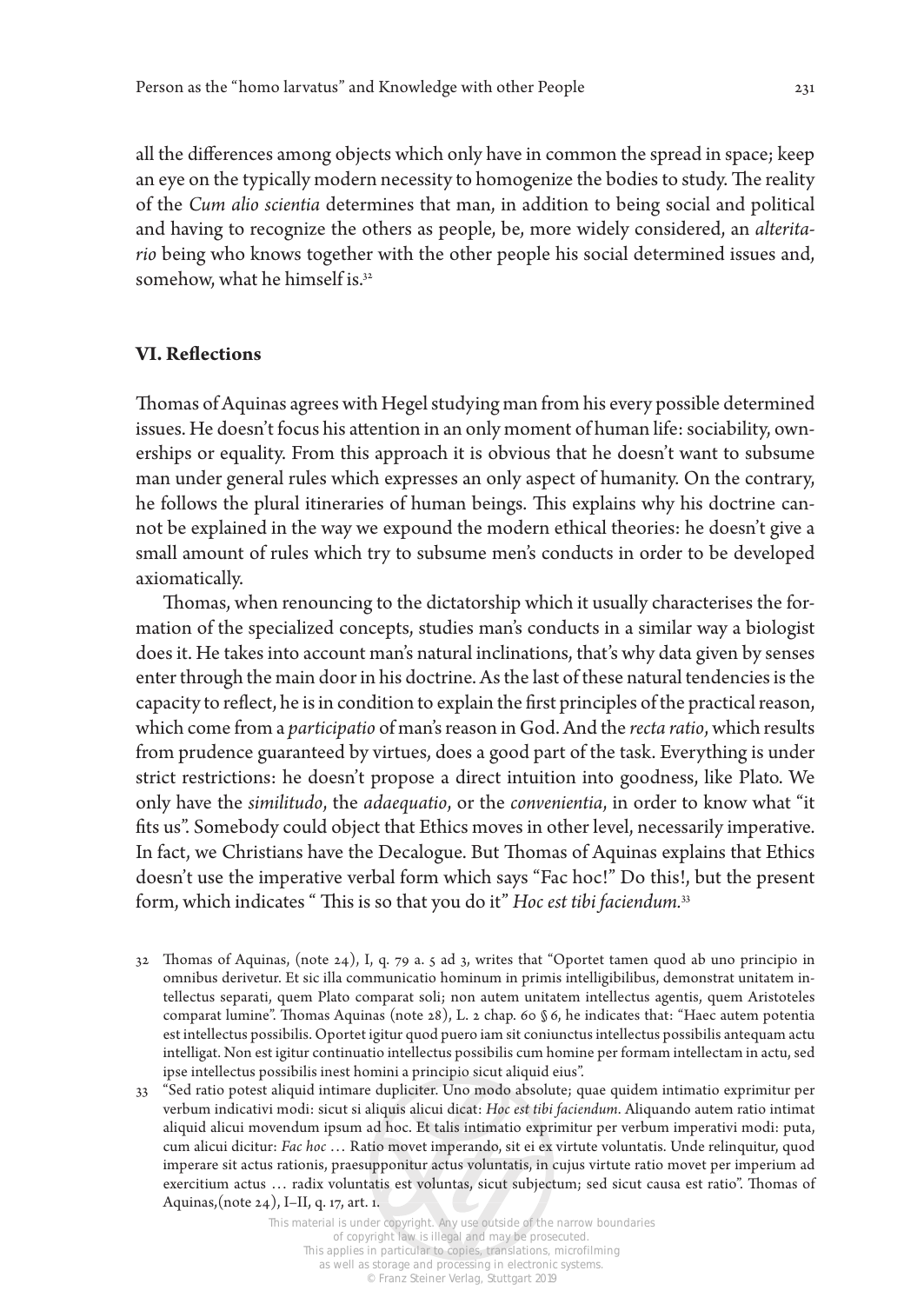all the differences among objects which only have in common the spread in space; keep an eye on the typically modern necessity to homogenize the bodies to study. The reality of the *Cum alio scientia* determines that man, in addition to being social and political and having to recognize the others as people, be, more widely considered, an *alteritario* being who knows together with the other people his social determined issues and, somehow, what he himself is.[32]

## VI. Reflections

Thomas of Aquinas agrees with Hegel studying man from his every possible determined issues. He doesn't focus his attention in an only moment of human life: sociability, ownerships or equality. From this approach it is obvious that he doesn't want to subsume man under general rules which expresses an only aspect of humanity. On the contrary, he follows the plural itineraries of human beings. This explains why his doctrine cannot be explained in the way we expound the modern ethical theories: he doesn't give a small amount of rules which try to subsume men's conducts in order to be developed axiomatically.

Thomas, when renouncing to the dictatorship which it usually characterises the formation of the specialized concepts, studies man's conducts in a similar way a biologist does it. He takes into account man's natural inclinations, that's why data given by senses enter through the main door in his doctrine. As the last of these natural tendencies is the capacity to reflect, he is in condition to explain the first principles of the practical reason, which come from a *participatio* of man's reason in God. And the *recta ratio*, which results from prudence guaranteed by virtues, does a good part of the task. Everything is under strict restrictions: he doesn't propose a direct intuition into goodness, like Plato. We only have the *similitudo*, the *adaequatio*, or the *convenientia*, in order to know what "it fits us". Somebody could object that Ethics moves in other level, necessarily imperative. In fact, we Christians have the Decalogue. But Thomas of Aquinas explains that Ethics doesn't use the imperative verbal form which says "Fac hoc!" Do this!, but the present form, which indicates " This is so that you do it" *Hoc est tibi faciendum.*[33]

32 Thomas of Aquinas, (note 24), I, q. 79 a. 5 ad 3, writes that "Oportet tamen quod ab uno principio in omnibus derivetur. Et sic illa communicatio hominum in primis intelligibilibus, demonstrat unitatem intellectus separati, quem Plato comparat soli; non autem unitatem intellectus agentis, quem Aristoteles comparat lumine". Thomas Aquinas (note 28), L. 2 chap. 60 § 6, he indicates that: "Haec autem potentia est intellectus possibilis. Oportet igitur quod puero iam sit coniunctus intellectus possibilis antequam actu intelligat. Non est igitur continuatio intellectus possibilis cum homine per formam intellectam in actu, sed ipse intellectus possibilis inest homini a principio sicut aliquid eius".

33 "Sed ratio potest aliquid intimare dupliciter. Uno modo absolute; quae quidem intimatio exprimitur per verbum indicativi modi: sicut si aliquis alicui dicat: *Hoc est tibi faciendum*. Aliquando autem ratio intimat aliquid alicui movendum ipsum ad hoc. Et talis intimatio exprimitur per verbum imperativi modi: puta, cum alicui dicitur: *Fac hoc* … Ratio movet imperando, sit ei ex virtute voluntatis. Unde relinquitur, quod imperare sit actus rationis, praesupponitur actus voluntatis, in cujus virtute ratio movet per imperium ad exercitium actus … radix voluntatis est voluntas, sicut subjectum; sed sicut causa est ratio". Thomas of Aquinas,(note 24), I–II, q. 17, art. 1.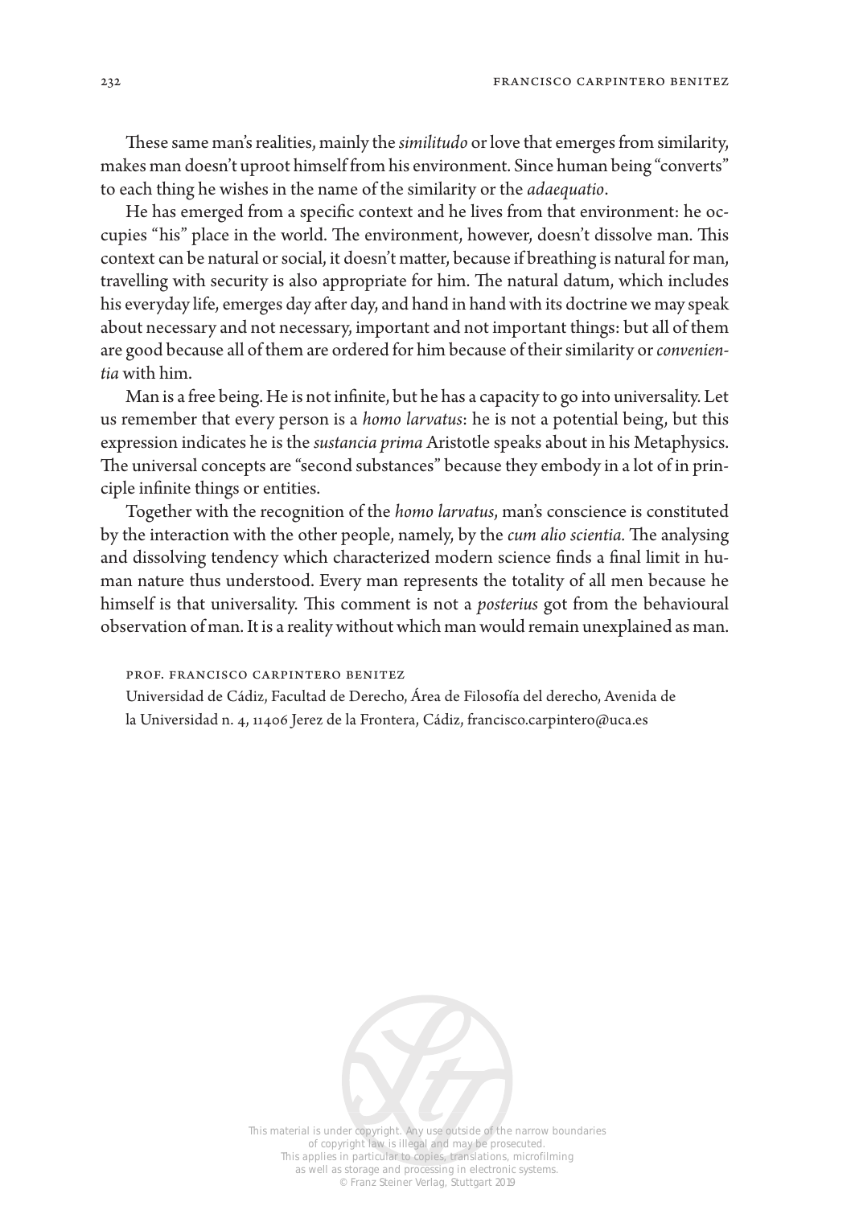These same man's realities, mainly the *similitudo* or love that emerges from similarity, makes man doesn't uproot himself from his environment. Since human being "converts" to each thing he wishes in the name of the similarity or the *adaequatio*.

He has emerged from a specific context and he lives from that environment: he occupies "his" place in the world. The environment, however, doesn't dissolve man. This context can be natural or social, it doesn't matter, because if breathing is natural for man, travelling with security is also appropriate for him. The natural datum, which includes his everyday life, emerges day after day, and hand in hand with its doctrine we may speak about necessary and not necessary, important and not important things: but all of them are good because all of them are ordered for him because of their similarity or *convenientia* with him.

Man is a free being. He is not infinite, but he has a capacity to go into universality. Let us remember that every person is a *homo larvatus*: he is not a potential being, but this expression indicates he is the *sustancia prima* Aristotle speaks about in his Metaphysics. The universal concepts are "second substances" because they embody in a lot of in principle infinite things or entities.

Together with the recognition of the *homo larvatus*, man's conscience is constituted by the interaction with the other people, namely, by the *cum alio scientia.* The analysing and dissolving tendency which characterized modern science finds a final limit in human nature thus understood. Every man represents the totality of all men because he himself is that universality. This comment is not a *posterius* got from the behavioural observation of man. It is a reality without which man would remain unexplained as man.

Prof. Francisco Carpintero Benitez
Universidad de Cádiz, Facultad de Derecho, Área de Filosofía del derecho, Avenida de la Universidad n. 4, 11406 Jerez de la Frontera, Cádiz, francisco.carpintero@uca.es